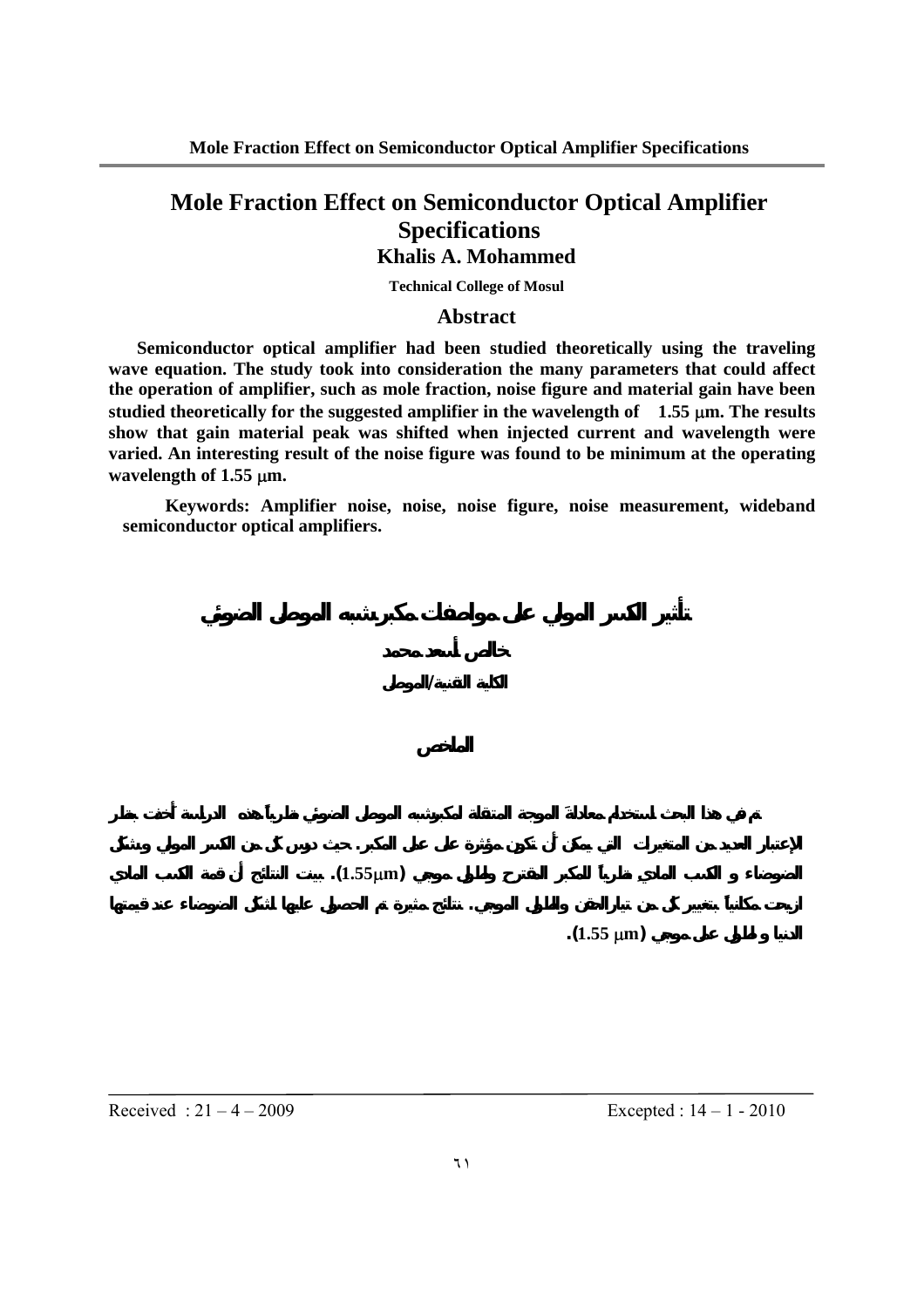# Mole Fraction Effect on Semiconductor Optical Amplifier Specifications

**Khalis A. Mohammed**

**Technical College of Mosul**

## Abstract

**Semiconductor optical amplifier had been studied theoretically using the traveling wave equation. The study took into consideration the many parameters that could affect the operation of amplifier, such as mole fraction, noise figure and material gain have been studied theoretically for the suggested amplifier in the wavelength of 1.55 μm. The results show that gain material peak was shifted when injected current and wavelength were varied. An interesting result of the noise figure was found to be minimum at the operating wavelength of 1.55 μm.**

**Keywords: Amplifier noise, noise, noise figure, noise measurement, wideband semiconductor optical amplifiers.**

# تأثير الكسر المولي على مواصفات مكبر شبه الموصل الضوئي

**خالص أسعد محمد**

**الكلية التقنية/الموصل**

## الملخص

تم في هذا البحث استخدام معادلة الموجة المتنقلة لمكبر شبه الموصل الضوئي نظرياً. هذه الدراسة أخذت بنظر الإعتبار العديد من المتغيرات التي يمكن أن تكون مؤثرة على عمل المكبر. حيث درس كل من الكسر المولي وشكل الضوضاء و الكسب المادي نظرياً للمكبر المقترح وطول موجي (1.55μm). بينت النتائج أن قمة الكسب المادي ازيحت مكانياً بتغيير كل من تيار الحقن والطول الموجي. نتائج مثيرة تم الحصول عليها لشكل الضوضاء عند قيمتها الدنيا و لطول على موجي (1.55 μm).

---

Received : 21 – 4 – 2009 Excepted : 14 – 1 - 2010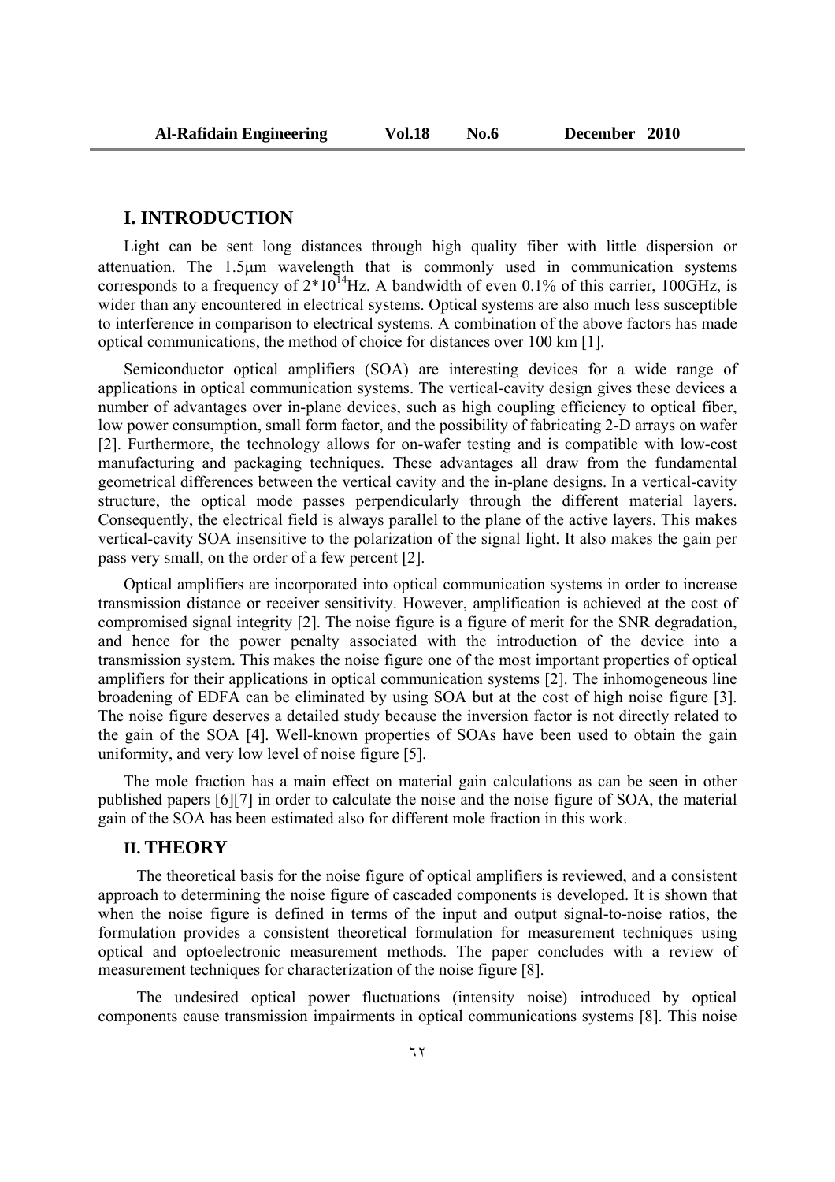## I. INTRODUCTION

Light can be sent long distances through high quality fiber with little dispersion or attenuation. The 1.5μm wavelength that is commonly used in communication systems corresponds to a frequency of $2*10^{14}$Hz. A bandwidth of even 0.1% of this carrier, 100GHz, is wider than any encountered in electrical systems. Optical systems are also much less susceptible to interference in comparison to electrical systems. A combination of the above factors has made optical communications, the method of choice for distances over 100 km [1].

Semiconductor optical amplifiers (SOA) are interesting devices for a wide range of applications in optical communication systems. The vertical-cavity design gives these devices a number of advantages over in-plane devices, such as high coupling efficiency to optical fiber, low power consumption, small form factor, and the possibility of fabricating 2-D arrays on wafer [2]. Furthermore, the technology allows for on-wafer testing and is compatible with low-cost manufacturing and packaging techniques. These advantages all draw from the fundamental geometrical differences between the vertical cavity and the in-plane designs. In a vertical-cavity structure, the optical mode passes perpendicularly through the different material layers. Consequently, the electrical field is always parallel to the plane of the active layers. This makes vertical-cavity SOA insensitive to the polarization of the signal light. It also makes the gain per pass very small, on the order of a few percent [2].

Optical amplifiers are incorporated into optical communication systems in order to increase transmission distance or receiver sensitivity. However, amplification is achieved at the cost of compromised signal integrity [2]. The noise figure is a figure of merit for the SNR degradation, and hence for the power penalty associated with the introduction of the device into a transmission system. This makes the noise figure one of the most important properties of optical amplifiers for their applications in optical communication systems [2]. The inhomogeneous line broadening of EDFA can be eliminated by using SOA but at the cost of high noise figure [3]. The noise figure deserves a detailed study because the inversion factor is not directly related to the gain of the SOA [4]. Well-known properties of SOAs have been used to obtain the gain uniformity, and very low level of noise figure [5].

The mole fraction has a main effect on material gain calculations as can be seen in other published papers [6][7] in order to calculate the noise and the noise figure of SOA, the material gain of the SOA has been estimated also for different mole fraction in this work.

## II. THEORY

The theoretical basis for the noise figure of optical amplifiers is reviewed, and a consistent approach to determining the noise figure of cascaded components is developed. It is shown that when the noise figure is defined in terms of the input and output signal-to-noise ratios, the formulation provides a consistent theoretical formulation for measurement techniques using optical and optoelectronic measurement methods. The paper concludes with a review of measurement techniques for characterization of the noise figure [8].

The undesired optical power fluctuations (intensity noise) introduced by optical components cause transmission impairments in optical communications systems [8]. This noise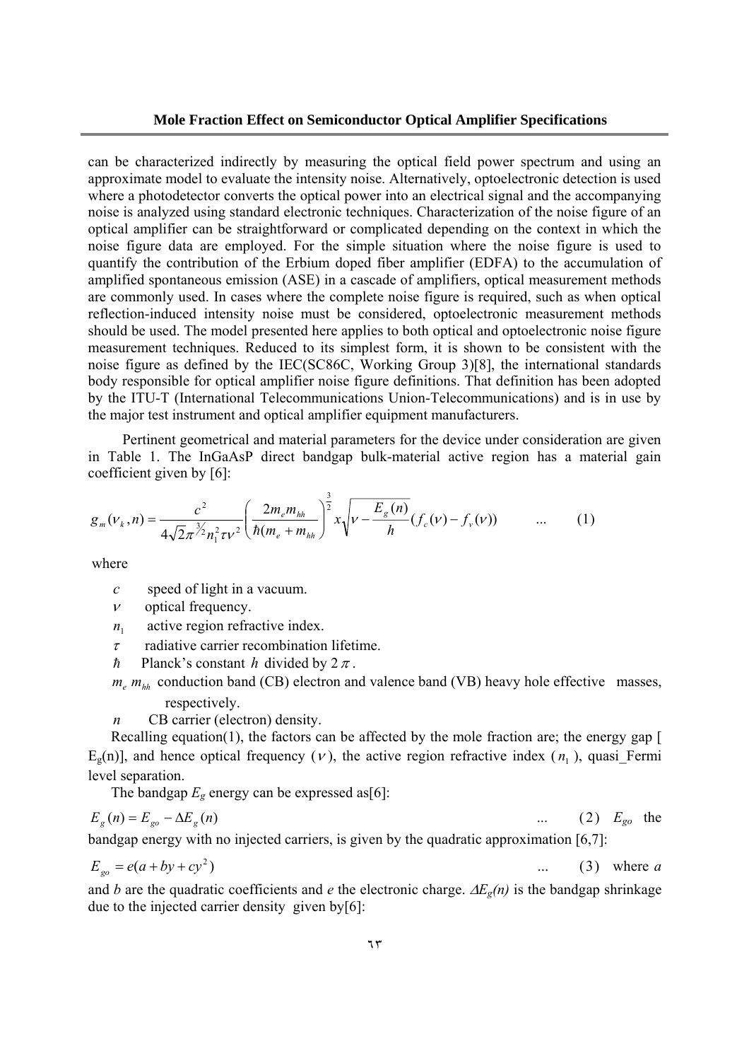can be characterized indirectly by measuring the optical field power spectrum and using an approximate model to evaluate the intensity noise. Alternatively, optoelectronic detection is used where a photodetector converts the optical power into an electrical signal and the accompanying noise is analyzed using standard electronic techniques. Characterization of the noise figure of an optical amplifier can be straightforward or complicated depending on the context in which the noise figure data are employed. For the simple situation where the noise figure is used to quantify the contribution of the Erbium doped fiber amplifier (EDFA) to the accumulation of amplified spontaneous emission (ASE) in a cascade of amplifiers, optical measurement methods are commonly used. In cases where the complete noise figure is required, such as when optical reflection-induced intensity noise must be considered, optoelectronic measurement methods should be used. The model presented here applies to both optical and optoelectronic noise figure measurement techniques. Reduced to its simplest form, it is shown to be consistent with the noise figure as defined by the IEC(SC86C, Working Group 3)[8], the international standards body responsible for optical amplifier noise figure definitions. That definition has been adopted by the ITU-T (International Telecommunications Union-Telecommunications) and is in use by the major test instrument and optical amplifier equipment manufacturers.

Pertinent geometrical and material parameters for the device under consideration are given in Table 1. The InGaAsP direct bandgap bulk-material active region has a material gain coefficient given by [6]:

$$g_m(\nu_k, n) = \frac{c^2}{4\sqrt{2}\pi^{3/2} n_1^2 \tau \nu^2} \left( \frac{2m_e m_{hh}}{\hbar (m_e + m_{hh})} \right)^{\frac{3}{2}} x \sqrt{\nu - \frac{E_g(n)}{h}} (f_c(\nu) - f_v(\nu)) \qquad \ldots \qquad (1)$$

where

- $c$ speed of light in a vacuum.
- $\nu$ optical frequency.
- $n_1$ active region refractive index.
- $\tau$ radiative carrier recombination lifetime.
- $\hbar$ Planck's constant $h$ divided by $2\pi$.
- $m_e$ $m_{hh}$ conduction band (CB) electron and valence band (VB) heavy hole effective masses, respectively.
- $n$ CB carrier (electron) density.

Recalling equation(1), the factors can be affected by the mole fraction are; the energy gap [$E_g(n)$], and hence optical frequency ($\nu$), the active region refractive index ($n_1$), quasi_Fermi level separation.

The bandgap $E_g$ energy can be expressed as[6]:

$$E_g(n) = E_{go} - \Delta E_g(n) \qquad \ldots \qquad (2)$$

$E_{go}$ the bandgap energy with no injected carriers, is given by the quadratic approximation [6,7]:

$$E_{go} = e(a + by + cy^2) \qquad \ldots \qquad (3)$$

where $a$ and $b$ are the quadratic coefficients and $e$ the electronic charge. $\Delta E_g(n)$ is the bandgap shrinkage due to the injected carrier density given by[6]: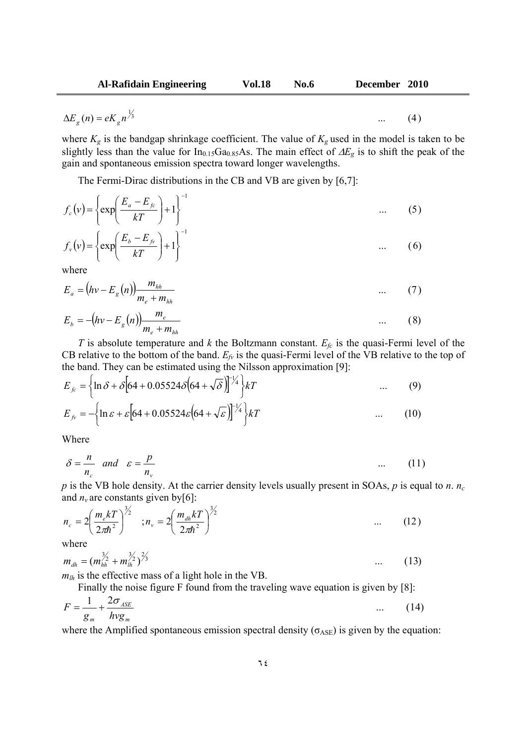$$\Delta E_g(n) = eK_g n^{1/3} \qquad \text{... (4)}$$

where $K_g$ is the bandgap shrinkage coefficient. The value of $K_g$ used in the model is taken to be slightly less than the value for $In_{0.15}Ga_{0.85}As$. The main effect of $\Delta E_g$ is to shift the peak of the gain and spontaneous emission spectra toward longer wavelengths.

The Fermi-Dirac distributions in the CB and VB are given by [6,7]:

$$f_c(v) = \left\{ \exp\left( \frac{E_a - E_{fc}}{kT} \right) + 1 \right\}^{-1} \qquad \text{... (5)}$$

$$f_v(v) = \left\{ \exp\left( \frac{E_b - E_{fv}}{kT} \right) + 1 \right\}^{-1} \qquad \text{... (6)}$$

where

$$E_a = \left(hv - E_g(n)\right) \frac{m_{hh}}{m_e + m_{hh}} \qquad \text{... (7)}$$

$$E_b = -\left(hv - E_g(n)\right) \frac{m_e}{m_e + m_{hh}} \qquad \text{... (8)}$$

$T$ is absolute temperature and $k$ the Boltzmann constant. $E_{fc}$ is the quasi-Fermi level of the CB relative to the bottom of the band. $E_{fv}$ is the quasi-Fermi level of the VB relative to the top of the band. They can be estimated using the Nilsson approximation [9]:

$$E_{fc} = \left\{ \ln\delta + \delta\left[64 + 0.05524\delta\left(64 + \sqrt{\delta}\right)\right]^{-1/4} \right\} kT \qquad \text{... (9)}$$

$$E_{fv} = -\left\{ \ln\varepsilon + \varepsilon\left[64 + 0.05524\varepsilon\left(64 + \sqrt{\varepsilon}\right)\right]^{-1/4} \right\} kT \qquad \text{... (10)}$$

Where

$$\delta = \frac{n}{n_c} \quad and \quad \varepsilon = \frac{p}{n_v} \qquad \text{... (11)}$$

$p$ is the VB hole density. At the carrier density levels usually present in SOAs, $p$ is equal to $n$. $n_c$ and $n_v$ are constants given by[6]:

$$n_c = 2\left( \frac{m_e kT}{2\pi\hbar^2} \right)^{3/2} \quad ; n_v = 2\left( \frac{m_{dh} kT}{2\pi\hbar^2} \right)^{3/2} \qquad \text{... (12)}$$

where

$$m_{dh} = \left(m_{hh}^{3/2} + m_{lh}^{3/2}\right)^{2/3} \qquad \text{... (13)}$$

$m_{lh}$ is the effective mass of a light hole in the VB.

Finally the noise figure F found from the traveling wave equation is given by [8]:

$$F = \frac{1}{g_m} + \frac{2\sigma_{ASE}}{hvg_m} \qquad \text{... (14)}$$

where the Amplified spontaneous emission spectral density ($\sigma_{ASE}$) is given by the equation: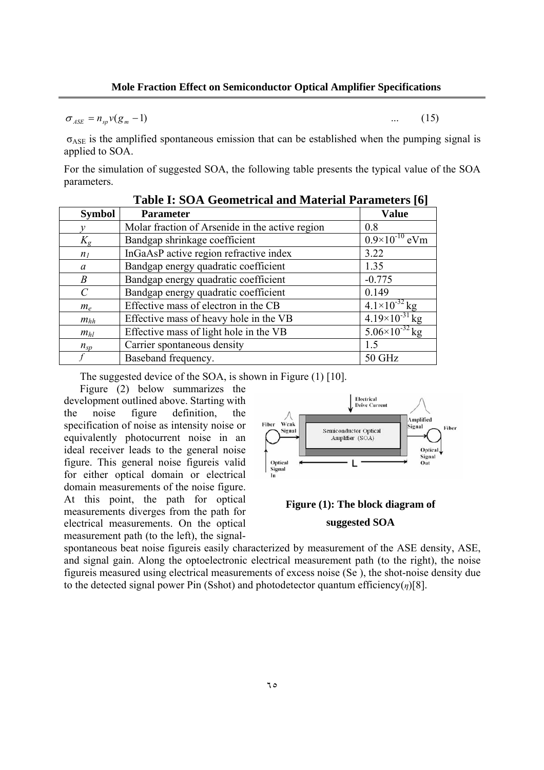$$\sigma_{ASE} = n_{sp} v(g_m - 1) \quad ... \quad (15)$$

$\sigma_{ASE}$ is the amplified spontaneous emission that can be established when the pumping signal is applied to SOA.

For the simulation of suggested SOA, the following table presents the typical value of the SOA parameters.

**Table I: SOA Geometrical and Material Parameters [6]**

| Symbol | Parameter | Value |
|---|---|---|
| $y$ | Molar fraction of Arsenide in the active region | 0.8 |
| $K_g$ | Bandgap shrinkage coefficient | $0.9\times10^{-10}$ eVm |
| $n_1$ | InGaAsP active region refractive index | 3.22 |
| $a$ | Bandgap energy quadratic coefficient | 1.35 |
| $B$ | Bandgap energy quadratic coefficient | -0.775 |
| $C$ | Bandgap energy quadratic coefficient | 0.149 |
| $m_e$ | Effective mass of electron in the CB | $4.1\times10^{-32}$ kg |
| $m_{hh}$ | Effective mass of heavy hole in the VB | $4.19\times10^{-31}$ kg |
| $m_{hl}$ | Effective mass of light hole in the VB | $5.06\times10^{-32}$ kg |
| $n_{sp}$ | Carrier spontaneous density | 1.5 |
| $f$ | Baseband frequency. | 50 GHz |

The suggested device of the SOA, is shown in Figure (1) [10].

Figure (2) below summarizes the development outlined above. Starting with the noise figure definition, the specification of noise as intensity noise or equivalently photocurrent noise in an ideal receiver leads to the general noise figure. This general noise figureis valid for either optical domain or electrical domain measurements of the noise figure. At this point, the path for optical measurements diverges from the path for electrical measurements. On the optical measurement path (to the left), the signal-spontaneous beat noise figureis easily characterized by measurement of the ASE density, ASE, and signal gain. Along the optoelectronic electrical measurement path (to the right), the noise figureis measured using electrical measurements of excess noise (Se ), the shot-noise density due to the detected signal power Pin (Sshot) and photodetector quantum efficiency($\eta$)[8].

**Figure (1): The block diagram of suggested SOA**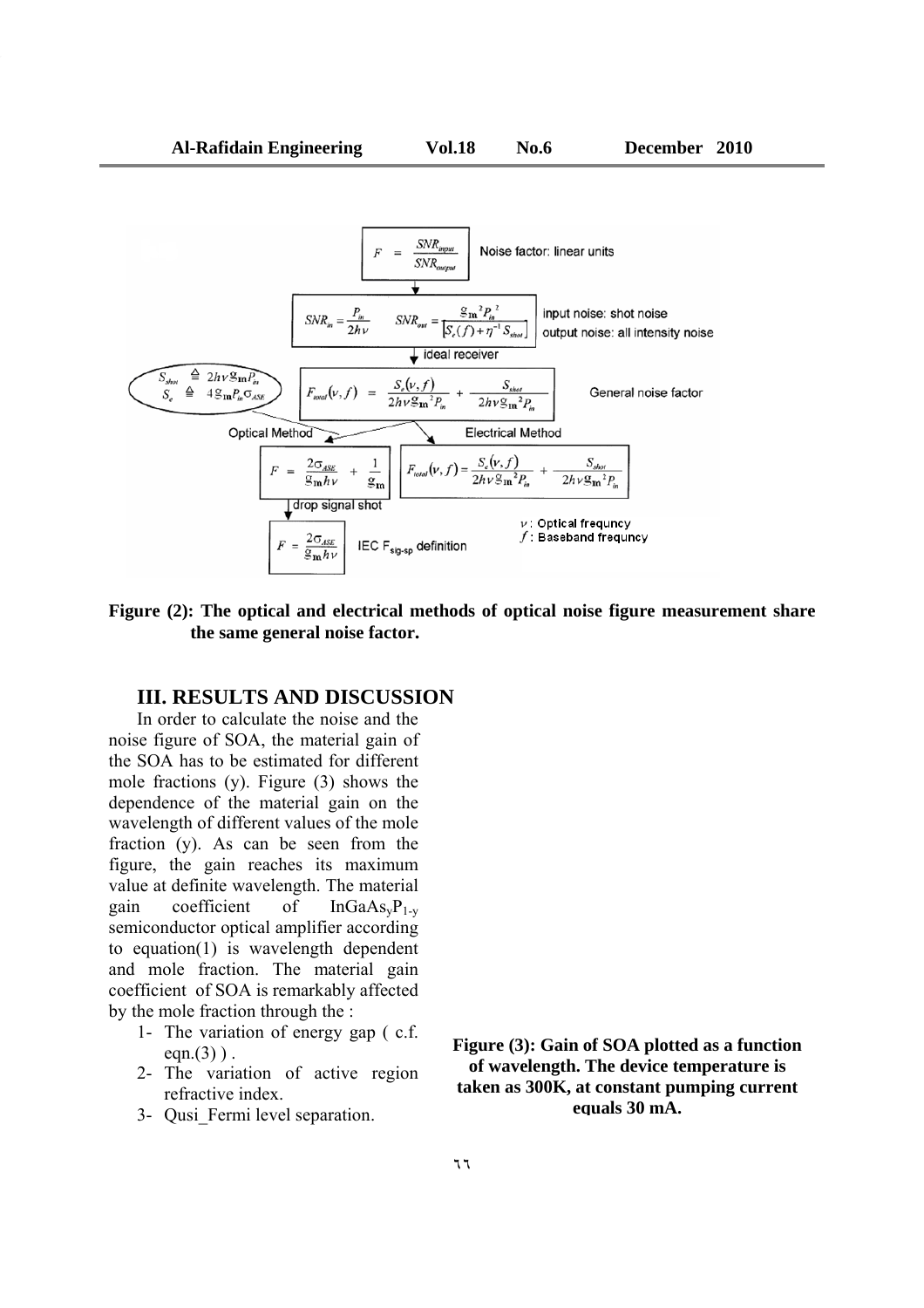$$F = \frac{SNR_{input}}{SNR_{output}}$$ Noise factor: linear units

$$SNR_{in} = \frac{P_{in}}{2h\nu} \qquad SNR_{out} = \frac{g_m{}^2 P_{in}{}^2}{\left[S_e(f) + \eta^{-1} S_{shot}\right]}$$ input noise: shot noise; output noise: all intensity noise

ideal receiver

$$S_{shot} \triangleq 2h\nu g_m P_{in} \qquad S_e \triangleq 4 g_m P_{in} \sigma_{ASE}$$

$$F_{total}(\nu, f) = \frac{S_e(\nu, f)}{2h\nu g_m{}^2 P_{in}} + \frac{S_{shot}}{2h\nu g_m{}^2 P_{in}}$$ General noise factor

Optical Method:

$$F = \frac{2\sigma_{ASE}}{g_m h\nu} + \frac{1}{g_m}$$

drop signal shot

$$F = \frac{2\sigma_{ASE}}{g_m h\nu}$$ IEC $F_{sig\text{-}sp}$ definition

Electrical Method:

$$F_{total}(\nu, f) = \frac{S_e(\nu, f)}{2h\nu g_m{}^2 P_{in}} + \frac{S_{shot}}{2h\nu g_m{}^2 P_{in}}$$

$\nu$ : Optical frequncy
$f$ : Baseband frequncy

**Figure (2): The optical and electrical methods of optical noise figure measurement share the same general noise factor.**

## III. RESULTS AND DISCUSSION

In order to calculate the noise and the noise figure of SOA, the material gain of the SOA has to be estimated for different mole fractions (y). Figure (3) shows the dependence of the material gain on the wavelength of different values of the mole fraction (y). As can be seen from the figure, the gain reaches its maximum value at definite wavelength. The material gain coefficient of $InGaAs_yP_{1-y}$ semiconductor optical amplifier according to equation(1) is wavelength dependent and mole fraction. The material gain coefficient of SOA is remarkably affected by the mole fraction through the :

1- The variation of energy gap ( c.f. eqn.(3) ) .
2- The variation of active region refractive index.
3- Qusi_Fermi level separation.

**Figure (3): Gain of SOA plotted as a function of wavelength. The device temperature is taken as 300K, at constant pumping current equals 30 mA.**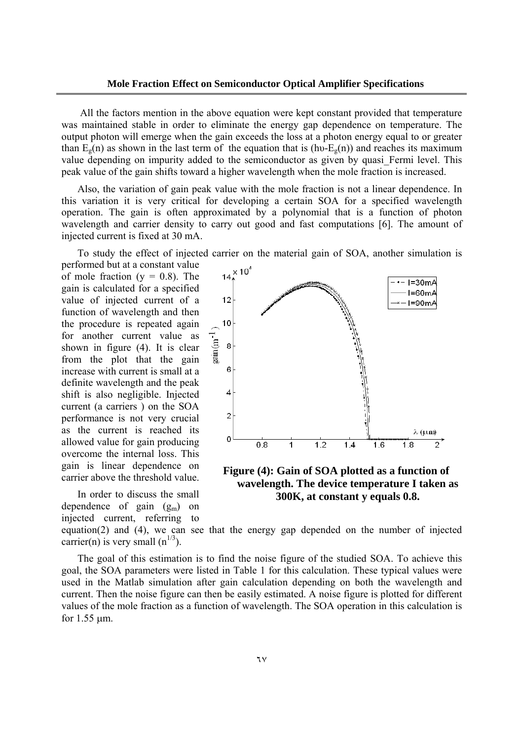All the factors mention in the above equation were kept constant provided that temperature was maintained stable in order to eliminate the energy gap dependence on temperature. The output photon will emerge when the gain exceeds the loss at a photon energy equal to or greater than $E_g(n)$ as shown in the last term of the equation that is ($h\upsilon$-$E_g(n)$) and reaches its maximum value depending on impurity added to the semiconductor as given by quasi_Fermi level. This peak value of the gain shifts toward a higher wavelength when the mole fraction is increased.

Also, the variation of gain peak value with the mole fraction is not a linear dependence. In this variation it is very critical for developing a certain SOA for a specified wavelength operation. The gain is often approximated by a polynomial that is a function of photon wavelength and carrier density to carry out good and fast computations [6]. The amount of injected current is fixed at 30 mA.

To study the effect of injected carrier on the material gain of SOA, another simulation is performed but at a constant value of mole fraction (y = 0.8). The gain is calculated for a specified value of injected current of a function of wavelength and then the procedure is repeated again for another current value as shown in figure (4). It is clear from the plot that the gain increase with current is small at a definite wavelength and the peak shift is also negligible. Injected current (a carriers ) on the SOA performance is not very crucial as the current is reached its allowed value for gain producing overcome the internal loss. This gain is linear dependence on carrier above the threshold value.

**Figure (4): Gain of SOA plotted as a function of wavelength. The device temperature I taken as 300K, at constant y equals 0.8.**

In order to discuss the small dependence of gain ($g_m$) on injected current, referring to equation(2) and (4), we can see that the energy gap depended on the number of injected carrier(n) is very small ($n^{1/3}$).

The goal of this estimation is to find the noise figure of the studied SOA. To achieve this goal, the SOA parameters were listed in Table 1 for this calculation. These typical values were used in the Matlab simulation after gain calculation depending on both the wavelength and current. Then the noise figure can then be easily estimated. A noise figure is plotted for different values of the mole fraction as a function of wavelength. The SOA operation in this calculation is for 1.55 μm.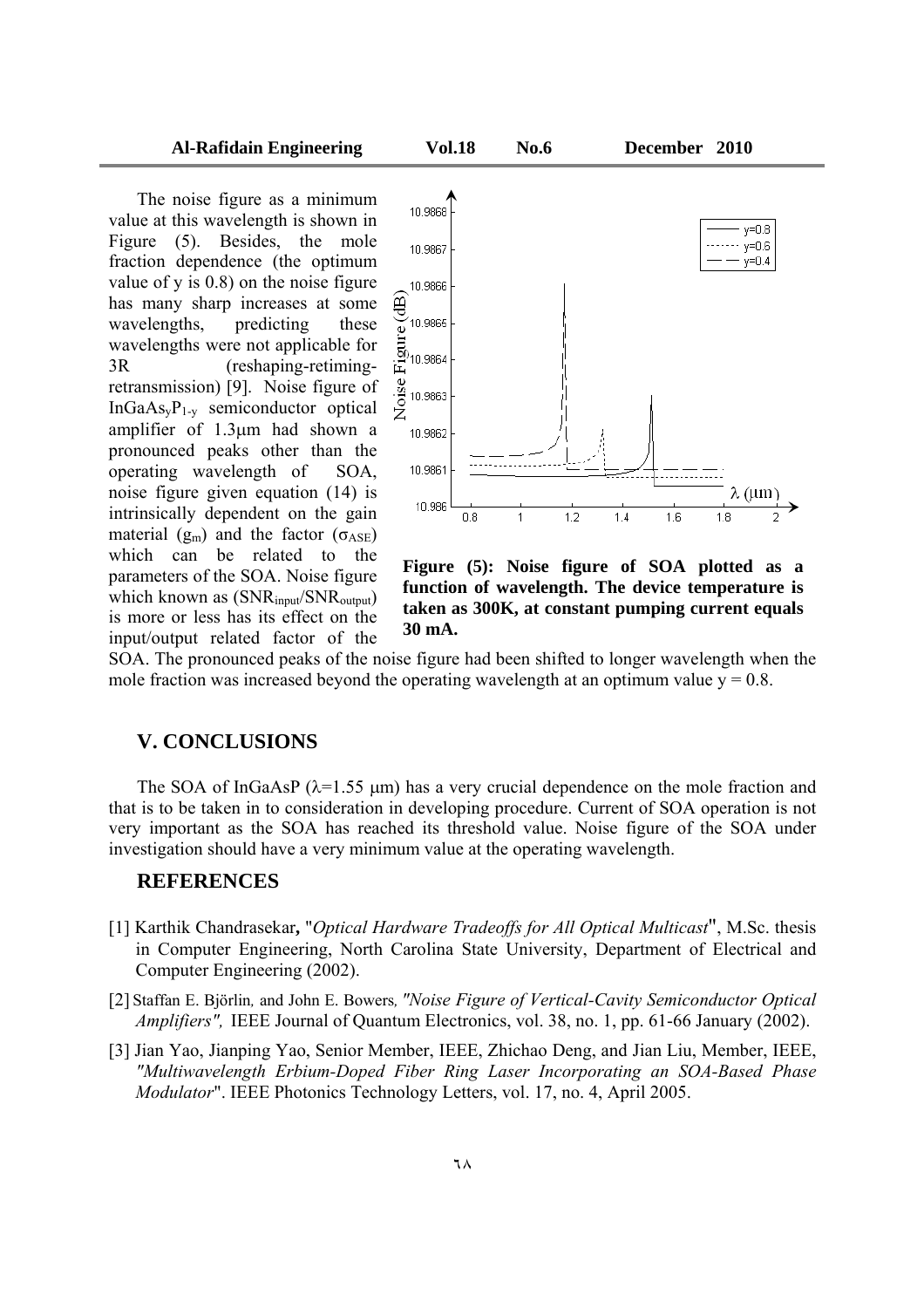The noise figure as a minimum value at this wavelength is shown in Figure (5). Besides, the mole fraction dependence (the optimum value of y is 0.8) on the noise figure has many sharp increases at some wavelengths, predicting these wavelengths were not applicable for 3R (reshaping-retiming-retransmission) [9]. Noise figure of $InGaAs_yP_{1-y}$ semiconductor optical amplifier of 1.3μm had shown a pronounced peaks other than the operating wavelength of SOA, noise figure given equation (14) is intrinsically dependent on the gain material ($g_m$) and the factor ($\sigma_{ASE}$) which can be related to the parameters of the SOA. Noise figure which known as ($SNR_{input}/SNR_{output}$) is more or less has its effect on the input/output related factor of the SOA. The pronounced peaks of the noise figure had been shifted to longer wavelength when the mole fraction was increased beyond the operating wavelength at an optimum value y = 0.8.

**Figure (5): Noise figure of SOA plotted as a function of wavelength. The device temperature is taken as 300K, at constant pumping current equals 30 mA.**

## V. CONCLUSIONS

The SOA of InGaAsP ($\lambda$=1.55 μm) has a very crucial dependence on the mole fraction and that is to be taken in to consideration in developing procedure. Current of SOA operation is not very important as the SOA has reached its threshold value. Noise figure of the SOA under investigation should have a very minimum value at the operating wavelength.

## REFERENCES

[1] Karthik Chandrasekar**,** "*Optical Hardware Tradeoffs for All Optical Multicast*", M.Sc. thesis in Computer Engineering, North Carolina State University, Department of Electrical and Computer Engineering (2002).

[2] Staffan E. Björlin*,* and John E. Bowers*, "Noise Figure of Vertical-Cavity Semiconductor Optical Amplifiers",* IEEE Journal of Quantum Electronics, vol. 38, no. 1, pp. 61-66 January (2002).

[3] Jian Yao, Jianping Yao, Senior Member, IEEE, Zhichao Deng, and Jian Liu, Member, IEEE, *"Multiwavelength Erbium-Doped Fiber Ring Laser Incorporating an SOA-Based Phase Modulator*". IEEE Photonics Technology Letters, vol. 17, no. 4, April 2005.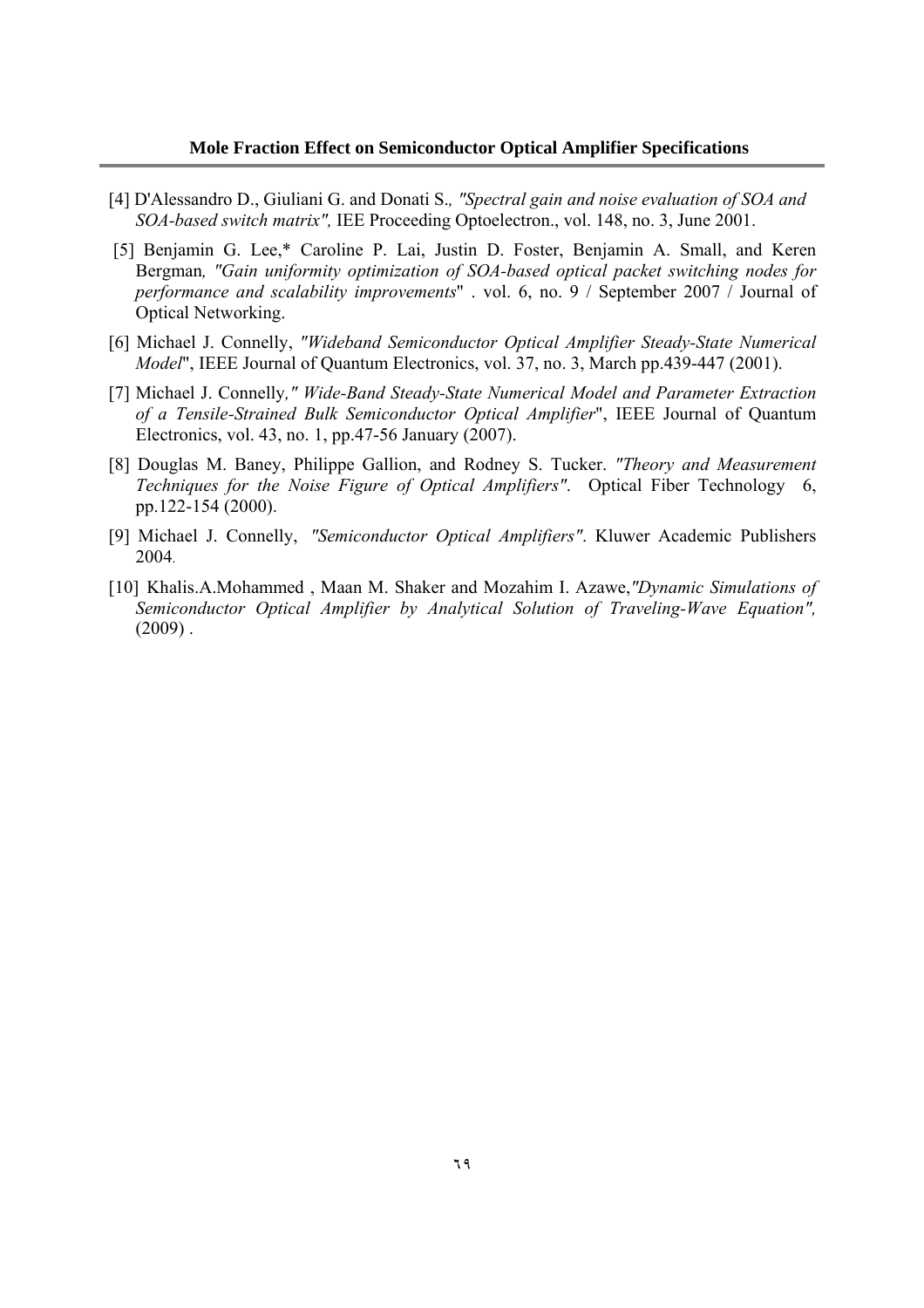[4] D'Alessandro D., Giuliani G. and Donati S., *"Spectral gain and noise evaluation of SOA and SOA-based switch matrix",* IEE Proceeding Optoelectron., vol. 148, no. 3, June 2001.

[5] Benjamin G. Lee,* Caroline P. Lai, Justin D. Foster, Benjamin A. Small, and Keren Bergman*, "Gain uniformity optimization of SOA-based optical packet switching nodes for performance and scalability improvements*" . vol. 6, no. 9 / September 2007 / Journal of Optical Networking.

[6] Michael J. Connelly, *"Wideband Semiconductor Optical Amplifier Steady-State Numerical Model*", IEEE Journal of Quantum Electronics, vol. 37, no. 3, March pp.439-447 (2001).

[7] Michael J. Connelly*," Wide-Band Steady-State Numerical Model and Parameter Extraction of a Tensile-Strained Bulk Semiconductor Optical Amplifier*", IEEE Journal of Quantum Electronics, vol. 43, no. 1, pp.47-56 January (2007).

[8] Douglas M. Baney, Philippe Gallion, and Rodney S. Tucker. *"Theory and Measurement Techniques for the Noise Figure of Optical Amplifiers".* Optical Fiber Technology 6, pp.122-154 (2000).

[9] Michael J. Connelly, *"Semiconductor Optical Amplifiers".* Kluwer Academic Publishers 2004.

[10] Khalis.A.Mohammed , Maan M. Shaker and Mozahim I. Azawe,*"Dynamic Simulations of Semiconductor Optical Amplifier by Analytical Solution of Traveling-Wave Equation",* (2009) .